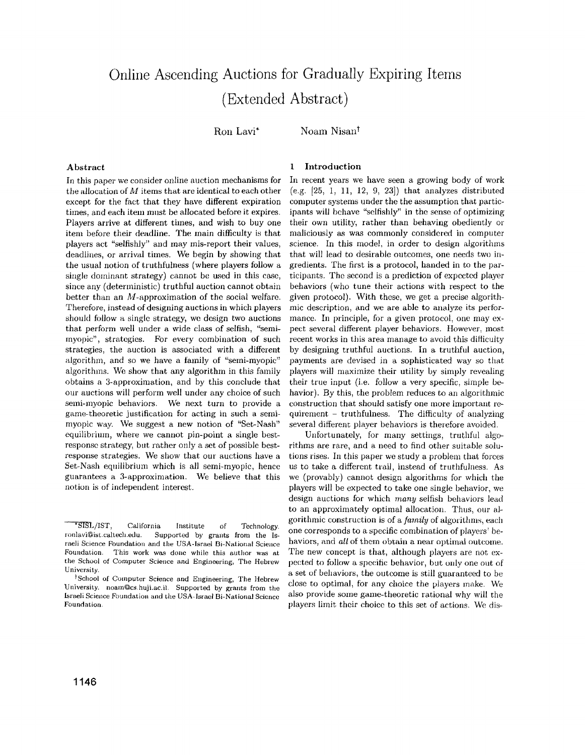# Online Ascending Auctions for Gradually Expiring Items (Extended Abstract)

Ron Lavi* Noam Nisan†

### Abstract

In this paper we consider online auction mechanisms for the allocation of $M$ items that are identical to each other except for the fact that they have different expiration times, and each item must be allocated before it expires. Players arrive at different times, and wish to buy one item before their deadline. The main difficulty is that players act "selfishly" and may mis-report their values, deadlines, or arrival times. We begin by showing that the usual notion of truthfulness (where players follow a single dominant strategy) cannot be used in this case, since any (deterministic) truthful auction cannot obtain better than an $M$-approximation of the social welfare. Therefore, instead of designing auctions in which players should follow a single strategy, we design two auctions that perform well under a wide class of selfish, "semi-myopic", strategies. For every combination of such strategies, the auction is associated with a different algorithm, and so we have a family of "semi-myopic" algorithms. We show that any algorithm in this family obtains a 3-approximation, and by this conclude that our auctions will perform well under any choice of such semi-myopic behaviors. We next turn to provide a game-theoretic justification for acting in such a semi-myopic way. We suggest a new notion of "Set-Nash" equilibrium, where we cannot pin-point a single best-response strategy, but rather only a set of possible best-response strategies. We show that our auctions have a Set-Nash equilibrium which is all semi-myopic, hence guarantees a 3-approximation. We believe that this notion is of independent interest.

*SISL/IST, California Institute of Technology. ronlavi@ist.caltech.edu. Supported by grants from the Israeli Science Foundation and the USA-Israel Bi-National Science Foundation. This work was done while this author was at the School of Computer Science and Engineering, The Hebrew University.

†School of Computer Science and Engineering, The Hebrew University. noam@cs.huji.ac.il. Supported by grants from the Israeli Science Foundation and the USA-Israel Bi-National Science Foundation.

## 1 Introduction

In recent years we have seen a growing body of work (e.g. [25, 1, 11, 12, 9, 23]) that analyzes distributed computer systems under the the assumption that participants will behave "selfishly" in the sense of optimizing their own utility, rather than behaving obediently or maliciously as was commonly considered in computer science. In this model, in order to design algorithms that will lead to desirable outcomes, one needs two ingredients. The first is a protocol, handed in to the participants. The second is a prediction of expected player behaviors (who tune their actions with respect to the given protocol). With these, we get a precise algorithmic description, and we are able to analyze its performance. In principle, for a given protocol, one may expect several different player behaviors. However, most recent works in this area manage to avoid this difficulty by designing truthful auctions. In a truthful auction, payments are devised in a sophisticated way so that players will maximize their utility by simply revealing their true input (i.e. follow a very specific, simple behavior). By this, the problem reduces to an algorithmic construction that should satisfy one more important requirement – truthfulness. The difficulty of analyzing several different player behaviors is therefore avoided.

Unfortunately, for many settings, truthful algorithms are rare, and a need to find other suitable solutions rises. In this paper we study a problem that forces us to take a different trail, instead of truthfulness. As we (provably) cannot design algorithms for which the players will be expected to take one single behavior, we design auctions for which *many* selfish behaviors lead to an approximately optimal allocation. Thus, our algorithmic construction is of a *family* of algorithms, each one corresponds to a specific combination of players' behaviors, and *all* of them obtain a near optimal outcome. The new concept is that, although players are not expected to follow a specific behavior, but only one out of a set of behaviors, the outcome is still guaranteed to be close to optimal, for any choice the players make. We also provide some game-theoretic rational why will the players limit their choice to this set of actions. We dis-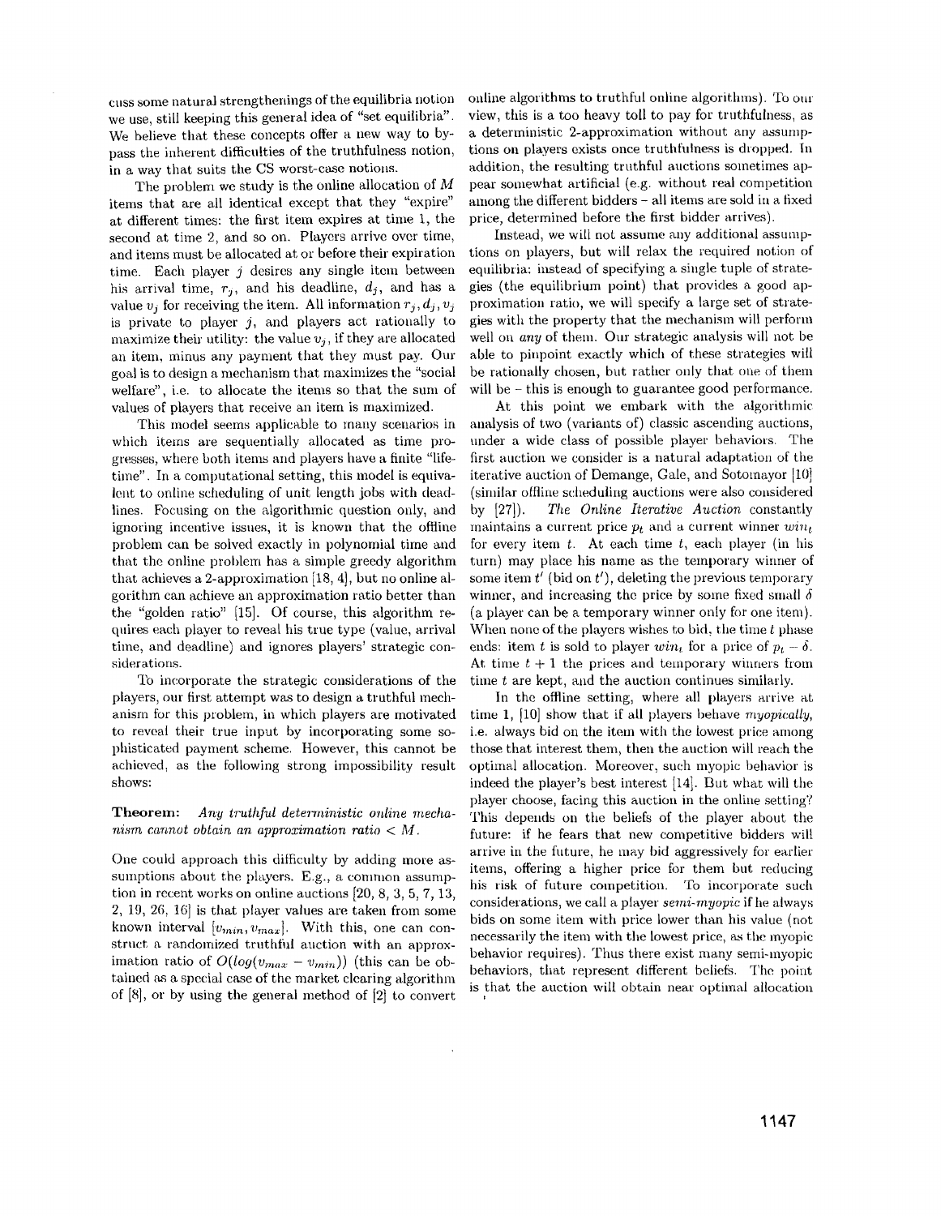cuss some natural strengthenings of the equilibria notion we use, still keeping this general idea of "set equilibria". We believe that these concepts offer a new way to bypass the inherent difficulties of the truthfulness notion, in a way that suits the CS worst-case notions.

The problem we study is the online allocation of $M$ items that are all identical except that they "expire" at different times: the first item expires at time 1, the second at time 2, and so on. Players arrive over time, and items must be allocated at or before their expiration time. Each player $j$ desires any single item between his arrival time, $r_j$, and his deadline, $d_j$, and has a value $v_j$ for receiving the item. All information $r_j, d_j, v_j$ is private to player $j$, and players act rationally to maximize their utility: the value $v_j$, if they are allocated an item, minus any payment that they must pay. Our goal is to design a mechanism that maximizes the "social welfare", i.e. to allocate the items so that the sum of values of players that receive an item is maximized.

This model seems applicable to many scenarios in which items are sequentially allocated as time progresses, where both items and players have a finite "lifetime". In a computational setting, this model is equivalent to online scheduling of unit length jobs with deadlines. Focusing on the algorithmic question only, and ignoring incentive issues, it is known that the offline problem can be solved exactly in polynomial time and that the online problem has a simple greedy algorithm that achieves a 2-approximation [18, 4], but no online algorithm can achieve an approximation ratio better than the "golden ratio" [15]. Of course, this algorithm requires each player to reveal his true type (value, arrival time, and deadline) and ignores players' strategic considerations.

To incorporate the strategic considerations of the players, our first attempt was to design a truthful mechanism for this problem, in which players are motivated to reveal their true input by incorporating some sophisticated payment scheme. However, this cannot be achieved, as the following strong impossibility result shows:

**Theorem:** *Any truthful deterministic online mechanism cannot obtain an approximation ratio $< M$.*

One could approach this difficulty by adding more assumptions about the players. E.g., a common assumption in recent works on online auctions [20, 8, 3, 5, 7, 13, 2, 19, 26, 16] is that player values are taken from some known interval $[v_{min}, v_{max}]$. With this, one can construct a randomized truthful auction with an approximation ratio of $O(log(v_{max} - v_{min}))$ (this can be obtained as a special case of the market clearing algorithm of [8], or by using the general method of [2] to convert online algorithms to truthful online algorithms). To our view, this is a too heavy toll to pay for truthfulness, as a deterministic 2-approximation without any assumptions on players exists once truthfulness is dropped. In addition, the resulting truthful auctions sometimes appear somewhat artificial (e.g. without real competition among the different bidders – all items are sold in a fixed price, determined before the first bidder arrives).

Instead, we will not assume any additional assumptions on players, but will relax the required notion of equilibria: instead of specifying a single tuple of strategies (the equilibrium point) that provides a good approximation ratio, we will specify a large set of strategies with the property that the mechanism will perform well on *any* of them. Our strategic analysis will not be able to pinpoint exactly which of these strategies will be rationally chosen, but rather only that one of them will be – this is enough to guarantee good performance.

At this point we embark with the algorithmic analysis of two (variants of) classic ascending auctions, under a wide class of possible player behaviors. The first auction we consider is a natural adaptation of the iterative auction of Demange, Gale, and Sotomayor [10] (similar offline scheduling auctions were also considered by [27]). *The Online Iterative Auction* constantly maintains a current price $p_t$ and a current winner $win_t$ for every item $t$. At each time $t$, each player (in his turn) may place his name as the temporary winner of some item $t'$ (bid on $t'$), deleting the previous temporary winner, and increasing the price by some fixed small $\delta$ (a player can be a temporary winner only for one item). When none of the players wishes to bid, the time $t$ phase ends: item $t$ is sold to player $win_t$ for a price of $p_t - \delta$. At time $t + 1$ the prices and temporary winners from time $t$ are kept, and the auction continues similarly.

In the offline setting, where all players arrive at time 1, [10] show that if all players behave *myopically*, i.e. always bid on the item with the lowest price among those that interest them, then the auction will reach the optimal allocation. Moreover, such myopic behavior is indeed the player's best interest [14]. But what will the player choose, facing this auction in the online setting? This depends on the beliefs of the player about the future: if he fears that new competitive bidders will arrive in the future, he may bid aggressively for earlier items, offering a higher price for them but reducing his risk of future competition. To incorporate such considerations, we call a player *semi-myopic* if he always bids on some item with price lower than his value (not necessarily the item with the lowest price, as the myopic behavior requires). Thus there exist many semi-myopic behaviors, that represent different beliefs. The point is that the auction will obtain near optimal allocation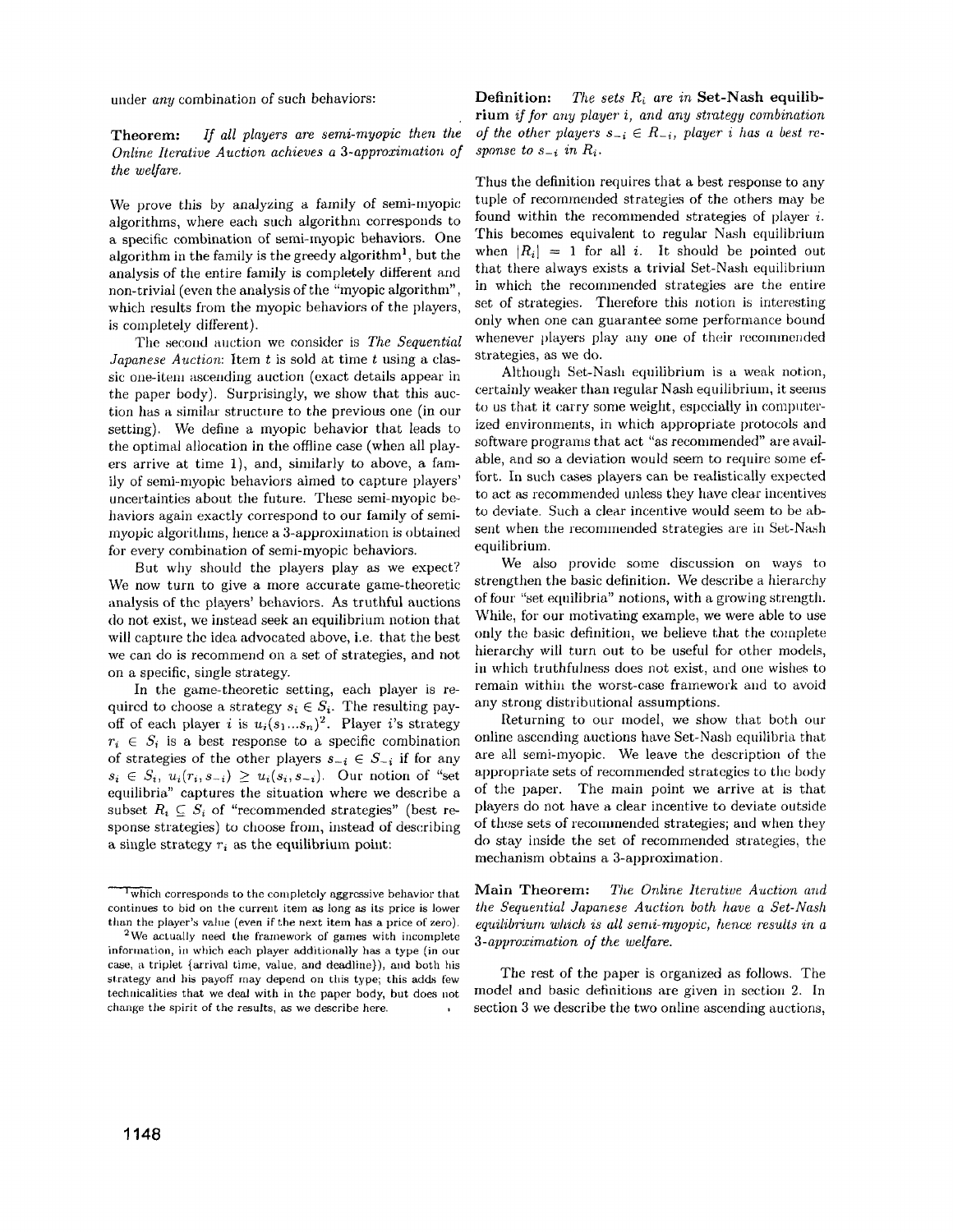under *any* combination of such behaviors:

**Theorem:** *If all players are semi-myopic then the Online Iterative Auction achieves a 3-approximation of the welfare.*

We prove this by analyzing a family of semi-myopic algorithms, where each such algorithm corresponds to a specific combination of semi-myopic behaviors. One algorithm in the family is the greedy algorithm[1], but the analysis of the entire family is completely different and non-trivial (even the analysis of the "myopic algorithm", which results from the myopic behaviors of the players, is completely different).

The second auction we consider is *The Sequential Japanese Auction*: Item $t$ is sold at time $t$ using a classic one-item ascending auction (exact details appear in the paper body). Surprisingly, we show that this auction has a similar structure to the previous one (in our setting). We define a myopic behavior that leads to the optimal allocation in the offline case (when all players arrive at time 1), and, similarly to above, a family of semi-myopic behaviors aimed to capture players' uncertainties about the future. These semi-myopic behaviors again exactly correspond to our family of semi-myopic algorithms, hence a 3-approximation is obtained for every combination of semi-myopic behaviors.

But why should the players play as we expect? We now turn to give a more accurate game-theoretic analysis of the players' behaviors. As truthful auctions do not exist, we instead seek an equilibrium notion that will capture the idea advocated above, i.e. that the best we can do is recommend on a set of strategies, and not on a specific, single strategy.

In the game-theoretic setting, each player is required to choose a strategy $s_i \in S_i$. The resulting payoff of each player $i$ is $u_i(s_1 ... s_n)$[2]. Player $i$'s strategy $r_i \in S_i$ is a best response to a specific combination of strategies of the other players $s_{-i} \in S_{-i}$ if for any $s_i \in S_i$, $u_i(r_i, s_{-i}) \geq u_i(s_i, s_{-i})$. Our notion of "set equilibria" captures the situation where we describe a subset $R_i \subseteq S_i$ of "recommended strategies" (best response strategies) to choose from, instead of describing a single strategy $r_i$ as the equilibrium point:

**Definition:** *The sets $R_i$ are in* **Set-Nash equilibrium** *if for any player $i$, and any strategy combination of the other players $s_{-i} \in R_{-i}$, player $i$ has a best response to $s_{-i}$ in $R_i$.*

Thus the definition requires that a best response to any tuple of recommended strategies of the others may be found within the recommended strategies of player $i$. This becomes equivalent to regular Nash equilibrium when $|R_i| = 1$ for all $i$. It should be pointed out that there always exists a trivial Set-Nash equilibrium in which the recommended strategies are the entire set of strategies. Therefore this notion is interesting only when one can guarantee some performance bound whenever players play any one of their recommended strategies, as we do.

Although Set-Nash equilibrium is a weak notion, certainly weaker than regular Nash equilibrium, it seems to us that it carry some weight, especially in computerized environments, in which appropriate protocols and software programs that act "as recommended" are available, and so a deviation would seem to require some effort. In such cases players can be realistically expected to act as recommended unless they have clear incentives to deviate. Such a clear incentive would seem to be absent when the recommended strategies are in Set-Nash equilibrium.

We also provide some discussion on ways to strengthen the basic definition. We describe a hierarchy of four "set equilibria" notions, with a growing strength. While, for our motivating example, we were able to use only the basic definition, we believe that the complete hierarchy will turn out to be useful for other models, in which truthfulness does not exist, and one wishes to remain within the worst-case framework and to avoid any strong distributional assumptions.

Returning to our model, we show that both our online ascending auctions have Set-Nash equilibria that are all semi-myopic. We leave the description of the appropriate sets of recommended strategies to the body of the paper. The main point we arrive at is that players do not have a clear incentive to deviate outside of these sets of recommended strategies; and when they do stay inside the set of recommended strategies, the mechanism obtains a 3-approximation.

**Main Theorem:** *The Online Iterative Auction and the Sequential Japanese Auction both have a Set-Nash equilibrium which is all semi-myopic, hence results in a 3-approximation of the welfare.*

The rest of the paper is organized as follows. The model and basic definitions are given in section 2. In section 3 we describe the two online ascending auctions,

---

[1] which corresponds to the completely aggressive behavior that continues to bid on the current item as long as its price is lower than the player's value (even if the next item has a price of zero).

[2] We actually need the framework of games with incomplete information, in which each player additionally has a type (in our case, a triplet {arrival time, value, and deadline}), and both his strategy and his payoff may depend on this type; this adds few technicalities that we deal with in the paper body, but does not change the spirit of the results, as we describe here.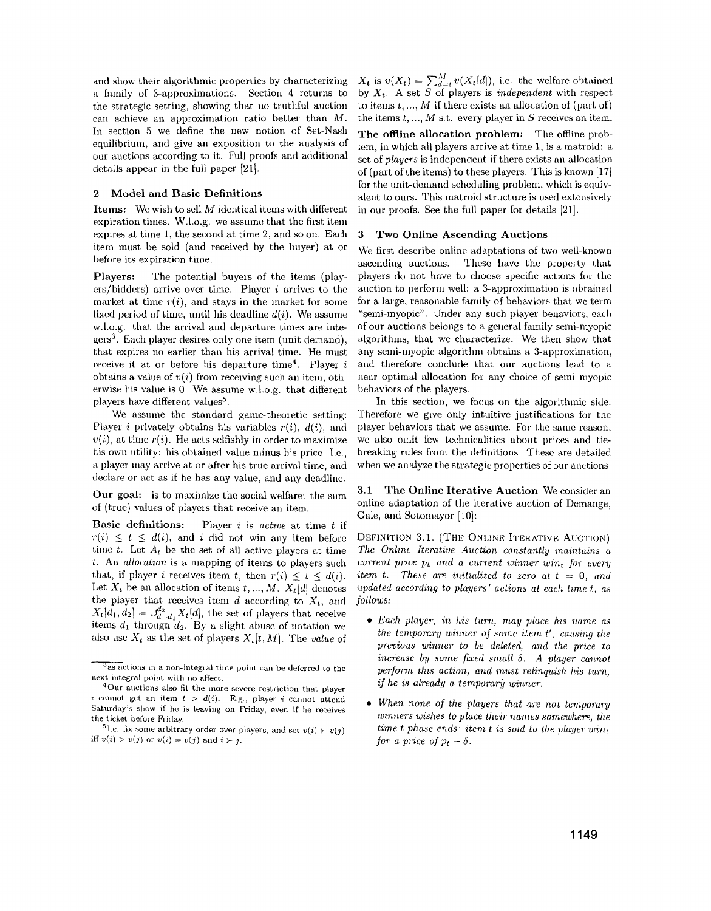and show their algorithmic properties by characterizing a family of 3-approximations. Section 4 returns to the strategic setting, showing that no truthful auction can achieve an approximation ratio better than $M$. In section 5 we define the new notion of Set-Nash equilibrium, and give an exposition to the analysis of our auctions according to it. Full proofs and additional details appear in the full paper [21].

## 2 Model and Basic Definitions

**Items:** We wish to sell $M$ identical items with different expiration times. W.l.o.g. we assume that the first item expires at time 1, the second at time 2, and so on. Each item must be sold (and received by the buyer) at or before its expiration time.

**Players:** The potential buyers of the items (players/bidders) arrive over time. Player $i$ arrives to the market at time $r(i)$, and stays in the market for some fixed period of time, until his deadline $d(i)$. We assume w.l.o.g. that the arrival and departure times are integers[3]. Each player desires only one item (unit demand), that expires no earlier than his arrival time. He must receive it at or before his departure time[4]. Player $i$ obtains a value of $v(i)$ from receiving such an item, otherwise his value is 0. We assume w.l.o.g. that different players have different values[5].

We assume the standard game-theoretic setting: Player $i$ privately obtains his variables $r(i)$, $d(i)$, and $v(i)$, at time $r(i)$. He acts selfishly in order to maximize his own utility: his obtained value minus his price. I.e., a player may arrive at or after his true arrival time, and declare or act as if he has any value, and any deadline.

**Our goal:** is to maximize the social welfare: the sum of (true) values of players that receive an item.

**Basic definitions:** Player $i$ is *active* at time $t$ if $r(i) \le t \le d(i)$, and $i$ did not win any item before time $t$. Let $A_t$ be the set of all active players at time $t$. An *allocation* is a mapping of items to players such that, if player $i$ receives item $t$, then $r(i) \le t \le d(i)$. Let $X_t$ be an allocation of items $t, ..., M$. $X_t[d]$ denotes the player that receives item $d$ according to $X_t$, and $X_t[d_1, d_2] = \cup_{d=d_1}^{d_2} X_t[d]$, the set of players that receive items $d_1$ through $d_2$. By a slight abuse of notation we also use $X_t$ as the set of players $X_t[t, M]$. The *value* of $X_t$ is $v(X_t) = \sum_{d=t}^{M} v(X_t[d])$, i.e. the welfare obtained by $X_t$. A set $S$ of players is *independent* with respect to items $t, ..., M$ if there exists an allocation of (part of) the items $t, ..., M$ s.t. every player in $S$ receives an item.

**The offline allocation problem:** The offline problem, in which all players arrive at time 1, is a matroid: a set of *players* is independent if there exists an allocation of (part of the items) to these players. This is known [17] for the unit-demand scheduling problem, which is equivalent to ours. This matroid structure is used extensively in our proofs. See the full paper for details [21].

## 3 Two Online Ascending Auctions

We first describe online adaptations of two well-known ascending auctions. These have the property that players do not have to choose specific actions for the auction to perform well: a 3-approximation is obtained for a large, reasonable family of behaviors that we term "semi-myopic". Under any such player behaviors, each of our auctions belongs to a general family semi-myopic algorithms, that we characterize. We then show that any semi-myopic algorithm obtains a 3-approximation, and therefore conclude that our auctions lead to a near optimal allocation for any choice of semi myopic behaviors of the players.

In this section, we focus on the algorithmic side. Therefore we give only intuitive justifications for the player behaviors that we assume. For the same reason, we also omit few technicalities about prices and tie-breaking rules from the definitions. These are detailed when we analyze the strategic properties of our auctions.

### 3.1 The Online Iterative Auction

We consider an online adaptation of the iterative auction of Demange, Gale, and Sotomayor [10]:

DEFINITION 3.1. (THE ONLINE ITERATIVE AUCTION) *The Online Iterative Auction constantly maintains a current price $p_t$ and a current winner $win_t$ for every item $t$. These are initialized to zero at $t = 0$, and updated according to players' actions at each time $t$, as follows:*

- *Each player, in his turn, may place his name as the temporary winner of some item $t'$, causing the previous winner to be deleted, and the price to increase by some fixed small $\delta$. A player cannot perform this action, and must relinquish his turn, if he is already a temporary winner.*
- *When none of the players that are not temporary winners wishes to place their names somewhere, the time $t$ phase ends: item $t$ is sold to the player $win_t$ for a price of $p_t - \delta$.*

[3] as actions in a non-integral time point can be deferred to the next integral point with no affect.

[4] Our auctions also fit the more severe restriction that player $i$ cannot get an item $t > d(i)$. E.g., player $i$ cannot attend Saturday's show if he is leaving on Friday, even if he receives the ticket before Friday.

[5] I.e. fix some arbitrary order over players, and set $v(i) \succ v(j)$ iff $v(i) > v(j)$ or $v(i) = v(j)$ and $i \succ j$.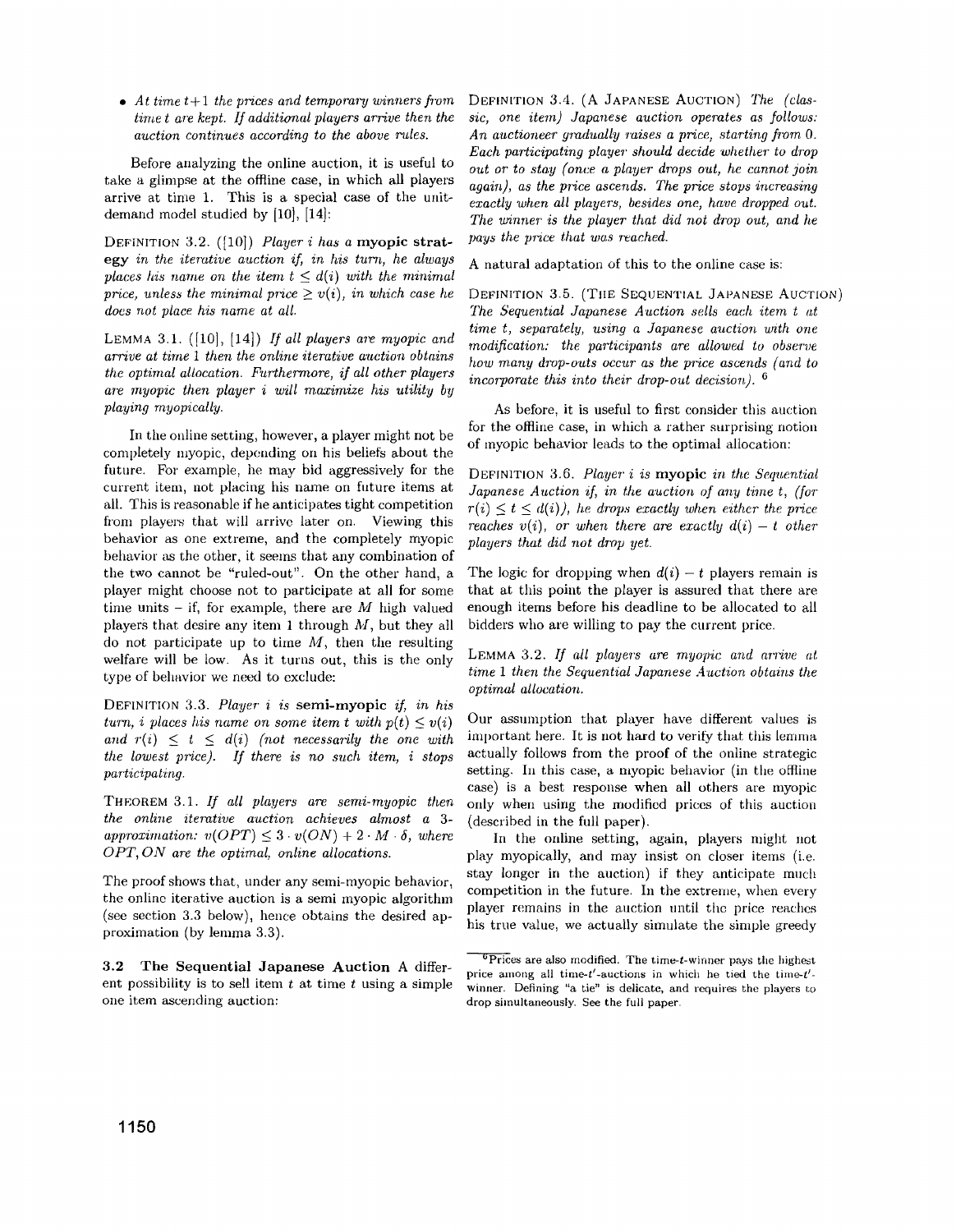- *At time $t+1$ the prices and temporary winners from time $t$ are kept. If additional players arrive then the auction continues according to the above rules.*

Before analyzing the online auction, it is useful to take a glimpse at the offline case, in which all players arrive at time 1. This is a special case of the unit-demand model studied by [10], [14]:

DEFINITION 3.2. ([10]) *Player $i$ has a* **myopic strategy** *in the iterative auction if, in his turn, he always places his name on the item $t \leq d(i)$ with the minimal price, unless the minimal price $\geq v(i)$, in which case he does not place his name at all.*

LEMMA 3.1. ([10], [14]) *If all players are myopic and arrive at time 1 then the online iterative auction obtains the optimal allocation. Furthermore, if all other players are myopic then player $i$ will maximize his utility by playing myopically.*

In the online setting, however, a player might not be completely myopic, depending on his beliefs about the future. For example, he may bid aggressively for the current item, not placing his name on future items at all. This is reasonable if he anticipates tight competition from players that will arrive later on. Viewing this behavior as one extreme, and the completely myopic behavior as the other, it seems that any combination of the two cannot be "ruled-out". On the other hand, a player might choose not to participate at all for some time units – if, for example, there are $M$ high valued players that desire any item 1 through $M$, but they all do not participate up to time $M$, then the resulting welfare will be low. As it turns out, this is the only type of behavior we need to exclude:

DEFINITION 3.3. *Player $i$ is* **semi-myopic** *if, in his turn, $i$ places his name on some item $t$ with $p(t) \leq v(i)$ and $r(i) \leq t \leq d(i)$ (not necessarily the one with the lowest price). If there is no such item, $i$ stops participating.*

THEOREM 3.1. *If all players are semi-myopic then the online iterative auction achieves almost a 3-approximation: $v(OPT) \leq 3 \cdot v(ON) + 2 \cdot M \cdot \delta$, where $OPT, ON$ are the optimal, online allocations.*

The proof shows that, under any semi-myopic behavior, the online iterative auction is a semi myopic algorithm (see section 3.3 below), hence obtains the desired approximation (by lemma 3.3).

### 3.2 The Sequential Japanese Auction

A different possibility is to sell item $t$ at time $t$ using a simple one item ascending auction:

DEFINITION 3.4. (A JAPANESE AUCTION) *The (classic, one item) Japanese auction operates as follows: An auctioneer gradually raises a price, starting from 0. Each participating player should decide whether to drop out or to stay (once a player drops out, he cannot join again), as the price ascends. The price stops increasing exactly when all players, besides one, have dropped out. The winner is the player that did not drop out, and he pays the price that was reached.*

A natural adaptation of this to the online case is:

DEFINITION 3.5. (THE SEQUENTIAL JAPANESE AUCTION) *The Sequential Japanese Auction sells each item $t$ at time $t$, separately, using a Japanese auction with one modification: the participants are allowed to observe how many drop-outs occur as the price ascends (and to incorporate this into their drop-out decision).* [6]

As before, it is useful to first consider this auction for the offline case, in which a rather surprising notion of myopic behavior leads to the optimal allocation:

DEFINITION 3.6. *Player $i$ is* **myopic** *in the Sequential Japanese Auction if, in the auction of any time $t$, (for $r(i) \leq t \leq d(i)$), he drops exactly when either the price reaches $v(i)$, or when there are exactly $d(i) - t$ other players that did not drop yet.*

The logic for dropping when $d(i) - t$ players remain is that at this point the player is assured that there are enough items before his deadline to be allocated to all bidders who are willing to pay the current price.

LEMMA 3.2. *If all players are myopic and arrive at time 1 then the Sequential Japanese Auction obtains the optimal allocation.*

Our assumption that player have different values is important here. It is not hard to verify that this lemma actually follows from the proof of the online strategic setting. In this case, a myopic behavior (in the offline case) is a best response when all others are myopic only when using the modified prices of this auction (described in the full paper).

In the online setting, again, players might not play myopically, and may insist on closer items (i.e. stay longer in the auction) if they anticipate much competition in the future. In the extreme, when every player remains in the auction until the price reaches his true value, we actually simulate the simple greedy

[6] Prices are also modified. The time-$t$-winner pays the highest price among all time-$t'$-auctions in which he tied the time-$t'$-winner. Defining "a tie" is delicate, and requires the players to drop simultaneously. See the full paper.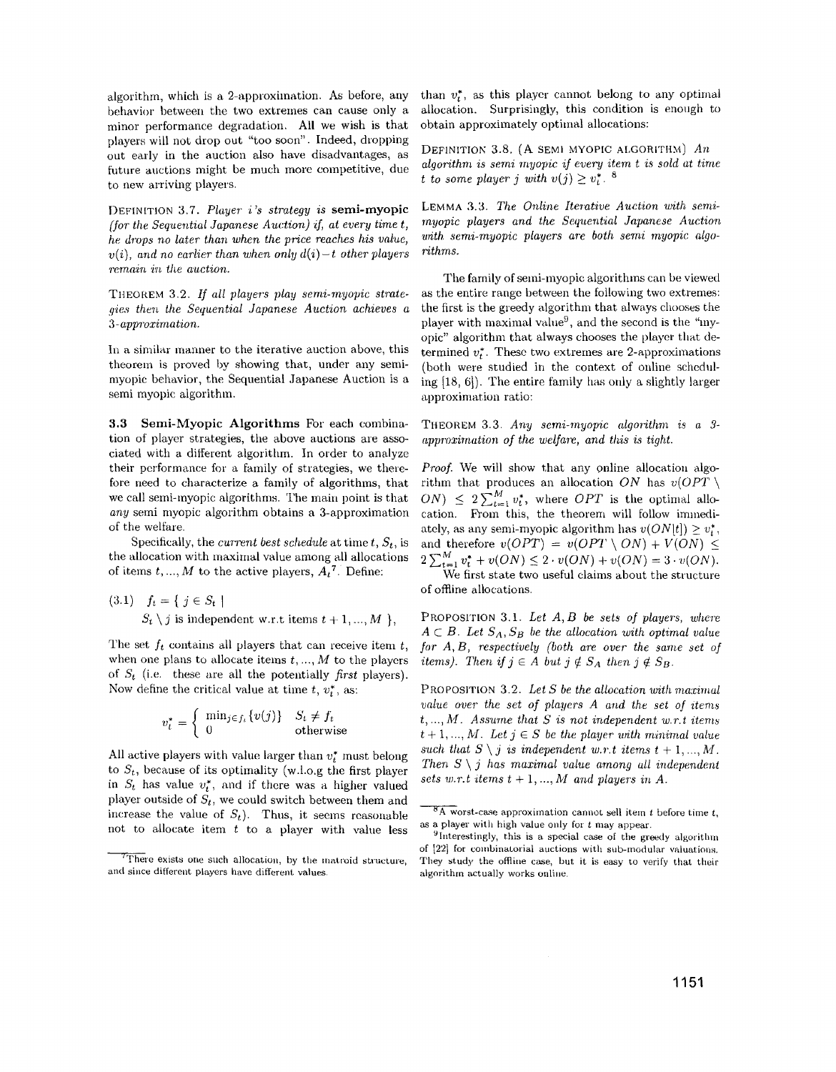algorithm, which is a 2-approximation. As before, any behavior between the two extremes can cause only a minor performance degradation. All we wish is that players will not drop out "too soon". Indeed, dropping out early in the auction also have disadvantages, as future auctions might be much more competitive, due to new arriving players.

DEFINITION 3.7. *Player i's strategy is* **semi-myopic** *(for the Sequential Japanese Auction) if, at every time t, he drops no later than when the price reaches his value, $v(i)$, and no earlier than when only $d(i) - t$ other players remain in the auction.*

THEOREM 3.2. *If all players play semi-myopic strategies then the Sequential Japanese Auction achieves a 3-approximation.*

In a similar manner to the iterative auction above, this theorem is proved by showing that, under any semi-myopic behavior, the Sequential Japanese Auction is a semi myopic algorithm.

**3.3 Semi-Myopic Algorithms** For each combination of player strategies, the above auctions are associated with a different algorithm. In order to analyze their performance for a family of strategies, we therefore need to characterize a family of algorithms, that we call semi-myopic algorithms. The main point is that *any* semi myopic algorithm obtains a 3-approximation of the welfare.

Specifically, the *current best schedule* at time $t$, $S_t$, is the allocation with maximal value among all allocations of items $t, ..., M$ to the active players, $A_t$[7]. Define:

$$(3.1) \quad f_t = \{ \, j \in S_t \mid S_t \setminus j \text{ is independent w.r.t items } t+1, ..., M \, \},$$

The set $f_t$ contains all players that can receive item $t$, when one plans to allocate items $t, ..., M$ to the players of $S_t$ (i.e. these are all the potentially *first* players). Now define the critical value at time $t$, $v_t^*$, as:

$$v_t^* = \begin{cases} \min_{j \in f_t} \{v(j)\} & S_t \neq f_t \\ 0 & \text{otherwise} \end{cases}$$

All active players with value larger than $v_t^*$ must belong to $S_t$, because of its optimality (w.l.o.g the first player in $S_t$ has value $v_t^*$, and if there was a higher valued player outside of $S_t$, we could switch between them and increase the value of $S_t$). Thus, it seems reasonable not to allocate item $t$ to a player with value less than $v_t^*$, as this player cannot belong to any optimal allocation. Surprisingly, this condition is enough to obtain approximately optimal allocations:

DEFINITION 3.8. (A SEMI MYOPIC ALGORITHM) *An algorithm is semi myopic if every item $t$ is sold at time $t$ to some player $j$ with $v(j) \geq v_t^*$.* [8]

LEMMA 3.3. *The Online Iterative Auction with semi-myopic players and the Sequential Japanese Auction with semi-myopic players are both semi myopic algorithms.*

The family of semi-myopic algorithms can be viewed as the entire range between the following two extremes: the first is the greedy algorithm that always chooses the player with maximal value[9], and the second is the "myopic" algorithm that always chooses the player that determined $v_t^*$. These two extremes are 2-approximations (both were studied in the context of online scheduling [18, 6]). The entire family has only a slightly larger approximation ratio:

THEOREM 3.3. *Any semi-myopic algorithm is a 3-approximation of the welfare, and this is tight.*

*Proof.* We will show that any online allocation algorithm that produces an allocation $ON$ has $v(OPT \setminus ON) \leq 2\sum_{t=1}^{M} v_t^*$, where $OPT$ is the optimal allocation. From this, the theorem will follow immediately, as any semi-myopic algorithm has $v(ON[t]) \geq v_t^*$, and therefore $v(OPT) = v(OPT \setminus ON) + V(ON) \leq 2\sum_{t=1}^{M} v_t^* + v(ON) \leq 2 \cdot v(ON) + v(ON) = 3 \cdot v(ON)$.

We first state two useful claims about the structure of offline allocations.

PROPOSITION 3.1. *Let $A, B$ be sets of players, where $A \subset B$. Let $S_A, S_B$ be the allocation with optimal value for $A, B$, respectively (both are over the same set of items). Then if $j \in A$ but $j \notin S_A$ then $j \notin S_B$.*

PROPOSITION 3.2. *Let $S$ be the allocation with maximal value over the set of players $A$ and the set of items $t, ..., M$. Assume that $S$ is not independent w.r.t items $t+1, ..., M$. Let $j \in S$ be the player with minimal value such that $S \setminus j$ is independent w.r.t items $t+1, ..., M$. Then $S \setminus j$ has maximal value among all independent sets w.r.t items $t+1, ..., M$ and players in $A$.*

---

[7] There exists one such allocation, by the matroid structure, and since different players have different values.

[8] A worst-case approximation cannot sell item $t$ before time $t$, as a player with high value only for $t$ may appear.

[9] Interestingly, this is a special case of the greedy algorithm of [22] for combinatorial auctions with sub-modular valuations. They study the offline case, but it is easy to verify that their algorithm actually works online.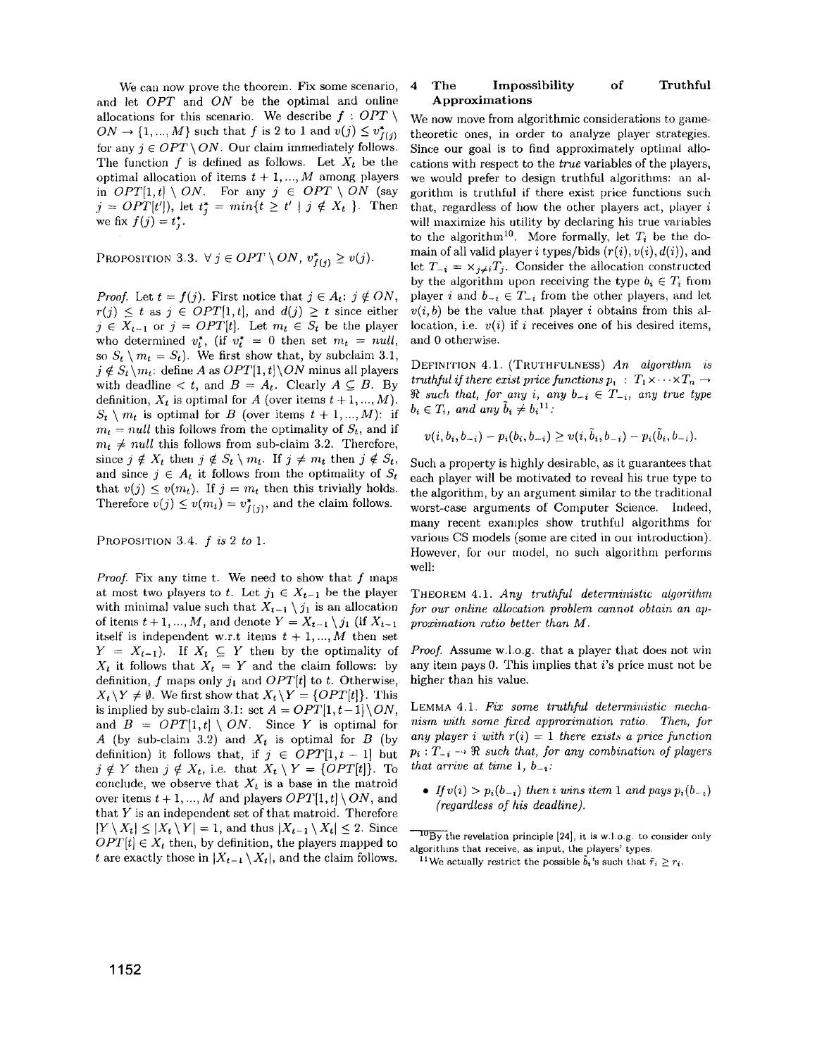We can now prove the theorem. Fix some scenario, and let $OPT$ and $ON$ be the optimal and online allocations for this scenario. We describe $f : OPT \setminus ON \rightarrow \{1, ..., M\}$ such that $f$ is 2 to 1 and $v(j) \leq v^*_{f(j)}$ for any $j \in OPT \setminus ON$. Our claim immediately follows. The function $f$ is defined as follows. Let $X_t$ be the optimal allocation of items $t+1, ..., M$ among players in $OPT[1,t] \setminus ON$. For any $j \in OPT \setminus ON$ (say $j = OPT[t']$), let $t^*_j = min\{t \geq t' \mid j \notin X_t\}$. Then we fix $f(j) = t^*_j$.

PROPOSITION 3.3. $\forall j \in OPT \setminus ON$, $v^*_{f(j)} \geq v(j)$.

*Proof.* Let $t = f(j)$. First notice that $j \in A_t$: $j \notin ON$, $r(j) \leq t$ as $j \in OPT[1,t]$, and $d(j) \geq t$ since either $j \in X_{t-1}$ or $j = OPT[t]$. Let $m_t \in S_t$ be the player who determined $v^*_t$, (if $v^*_t = 0$ then set $m_t = null$, so $S_t \setminus m_t = S_t$). We first show that, by subclaim 3.1, $j \notin S_t \setminus m_t$: define $A$ as $OPT[1,t] \setminus ON$ minus all players with deadline $< t$, and $B = A_t$. Clearly $A \subseteq B$. By definition, $X_t$ is optimal for $A$ (over items $t+1, ..., M$). $S_t \setminus m_t$ is optimal for $B$ (over items $t+1, ..., M$): if $m_t = null$ this follows from the optimality of $S_t$, and if $m_t \neq null$ this follows from sub-claim 3.2. Therefore, since $j \notin X_t$ then $j \notin S_t \setminus m_t$. If $j \neq m_t$ then $j \notin S_t$, and since $j \in A_t$ it follows from the optimality of $S_t$ that $v(j) \leq v(m_t)$. If $j = m_t$ then this trivially holds. Therefore $v(j) \leq v(m_t) = v^*_{f(j)}$, and the claim follows.

PROPOSITION 3.4. *$f$ is 2 to 1.*

*Proof.* Fix any time t. We need to show that $f$ maps at most two players to $t$. Let $j_1 \in X_{t-1}$ be the player with minimal value such that $X_{t-1} \setminus j_1$ is an allocation of items $t+1, ..., M$, and denote $Y = X_{t-1} \setminus j_1$ (if $X_{t-1}$ itself is independent w.r.t items $t+1, ..., M$ then set $Y = X_{t-1}$). If $X_t \subseteq Y$ then by the optimality of $X_t$ it follows that $X_t = Y$ and the claim follows: by definition, $f$ maps only $j_1$ and $OPT[t]$ to $t$. Otherwise, $X_t \setminus Y \neq \emptyset$. We first show that $X_t \setminus Y = \{OPT[t]\}$. This is implied by sub-claim 3.1: set $A = OPT[1, t-1] \setminus ON$, and $B = OPT[1,t] \setminus ON$. Since $Y$ is optimal for $A$ (by sub-claim 3.2) and $X_t$ is optimal for $B$ (by definition) it follows that, if $j \in OPT[1, t-1]$ but $j \notin Y$ then $j \notin X_t$, i.e. that $X_t \setminus Y = \{OPT[t]\}$. To conclude, we observe that $X_t$ is a base in the matroid over items $t+1, ..., M$ and players $OPT[1,t] \setminus ON$, and that $Y$ is an independent set of that matroid. Therefore $|Y \setminus X_t| \leq |X_t \setminus Y| = 1$, and thus $|X_{t-1} \setminus X_t| \leq 2$. Since $OPT[t] \in X_t$ then, by definition, the players mapped to $t$ are exactly those in $|X_{t-1} \setminus X_t|$, and the claim follows.

## 4 The Impossibility of Truthful Approximations

We now move from algorithmic considerations to game-theoretic ones, in order to analyze player strategies. Since our goal is to find approximately optimal allocations with respect to the *true* variables of the players, we would prefer to design truthful algorithms: an algorithm is truthful if there exist price functions such that, regardless of how the other players act, player $i$ will maximize his utility by declaring his true variables to the algorithm[10]. More formally, let $T_i$ be the domain of all valid player $i$ types/bids $(r(i), v(i), d(i))$, and let $T_{-i} = \times_{j \neq i} T_j$. Consider the allocation constructed by the algorithm upon receiving the type $b_i \in T_i$ from player $i$ and $b_{-i} \in T_{-i}$ from the other players, and let $v(i, b)$ be the value that player $i$ obtains from this allocation, i.e. $v(i)$ if $i$ receives one of his desired items, and 0 otherwise.

DEFINITION 4.1. (TRUTHFULNESS) *An algorithm is truthful if there exist price functions $p_i : T_1 \times \cdots \times T_n \rightarrow \Re$ such that, for any $i$, any $b_{-i} \in T_{-i}$, any true type $b_i \in T_i$, and any $\tilde{b}_i \neq b_i$[11]:*

$$v(i, b_i, b_{-i}) - p_i(b_i, b_{-i}) \geq v(i, \tilde{b}_i, b_{-i}) - p_i(\tilde{b}_i, b_{-i}).$$

Such a property is highly desirable, as it guarantees that each player will be motivated to reveal his true type to the algorithm, by an argument similar to the traditional worst-case arguments of Computer Science. Indeed, many recent examples show truthful algorithms for various CS models (some are cited in our introduction). However, for our model, no such algorithm performs well:

THEOREM 4.1. *Any truthful deterministic algorithm for our online allocation problem cannot obtain an approximation ratio better than $M$.*

*Proof.* Assume w.l.o.g. that a player that does not win any item pays 0. This implies that $i$'s price must not be higher than his value.

LEMMA 4.1. *Fix some truthful deterministic mechanism with some fixed approximation ratio. Then, for any player $i$ with $r(i) = 1$ there exists a price function $p_i : T_{-i} \rightarrow \Re$ such that, for any combination of players that arrive at time 1, $b_{-i}$:*

- *If $v(i) > p_i(b_{-i})$ then $i$ wins item 1 and pays $p_i(b_{-i})$ (regardless of his deadline).*

[10] By the revelation principle [24], it is w.l.o.g. to consider only algorithms that receive, as input, the players' types.

[11] We actually restrict the possible $\tilde{b}_i$'s such that $\tilde{r}_i \geq r_i$.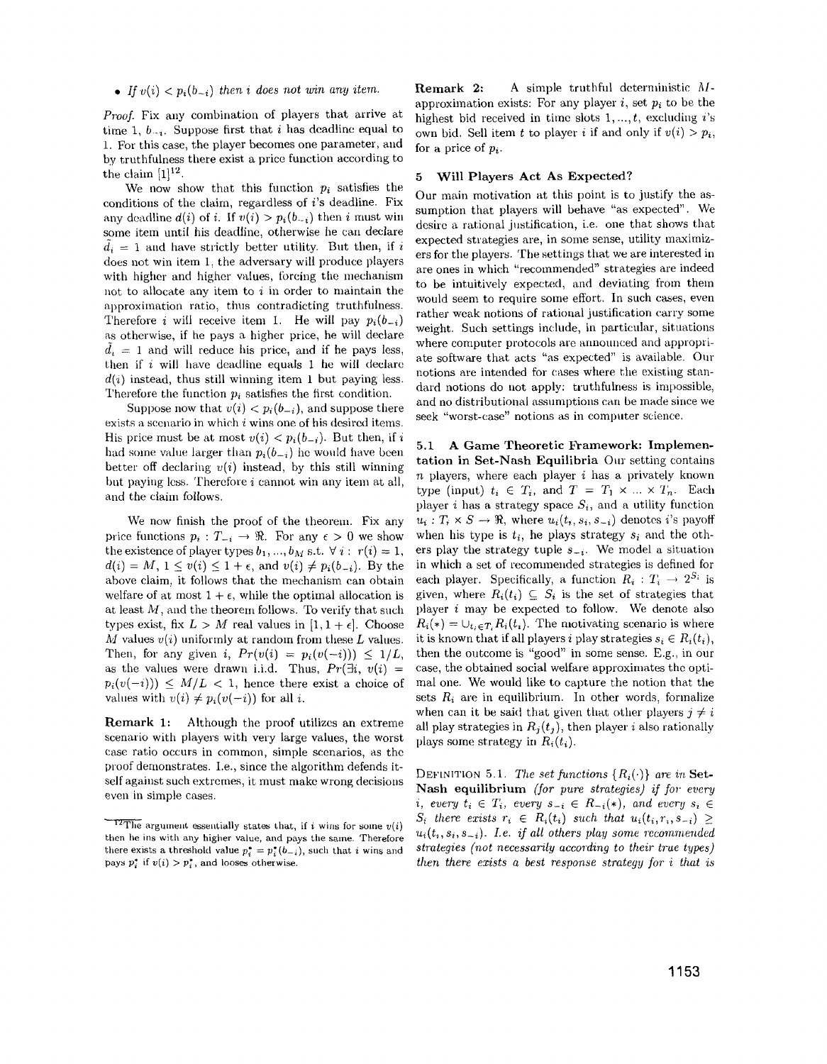- *If $v(i) < p_i(b_{-i})$ then $i$ does not win any item.*

*Proof.* Fix any combination of players that arrive at time 1, $b_{-i}$. Suppose first that $i$ has deadline equal to 1. For this case, the player becomes one parameter, and by truthfulness there exist a price function according to the claim [1][12].

We now show that this function $p_i$ satisfies the conditions of the claim, regardless of $i$'s deadline. Fix any deadline $d(i)$ of $i$. If $v(i) > p_i(b_{-i})$ then $i$ must win some item until his deadline, otherwise he can declare $\tilde{d}_i = 1$ and have strictly better utility. But then, if $i$ does not win item 1, the adversary will produce players with higher and higher values, forcing the mechanism not to allocate any item to $i$ in order to maintain the approximation ratio, thus contradicting truthfulness. Therefore $i$ will receive item 1. He will pay $p_i(b_{-i})$ as otherwise, if he pays a higher price, he will declare $\tilde{d}_i = 1$ and will reduce his price, and if he pays less, then if $i$ will have deadline equals 1 he will declare $d(i)$ instead, thus still winning item 1 but paying less. Therefore the function $p_i$ satisfies the first condition.

Suppose now that $v(i) < p_i(b_{-i})$, and suppose there exists a scenario in which $i$ wins one of his desired items. His price must be at most $v(i) < p_i(b_{-i})$. But then, if $i$ had some value larger than $p_i(b_{-i})$ he would have been better off declaring $v(i)$ instead, by this still winning but paying less. Therefore $i$ cannot win any item at all, and the claim follows.

We now finish the proof of the theorem. Fix any price functions $p_i : T_{-i} \to \Re$. For any $\epsilon > 0$ we show the existence of player types $b_1, ..., b_M$ s.t. $\forall\, i: r(i) = 1$, $d(i) = M$, $1 \leq v(i) \leq 1 + \epsilon$, and $v(i) \neq p_i(b_{-i})$. By the above claim, it follows that the mechanism can obtain welfare of at most $1 + \epsilon$, while the optimal allocation is at least $M$, and the theorem follows. To verify that such types exist, fix $L > M$ real values in $[1, 1 + \epsilon]$. Choose $M$ values $v(i)$ uniformly at random from these $L$ values. Then, for any given $i$, $Pr(v(i) = p_i(v(-i))) \leq 1/L$, as the values were drawn i.i.d. Thus, $Pr(\exists i,\ v(i) = p_i(v(-i))) \leq M/L < 1$, hence there exist a choice of values with $v(i) \neq p_i(v(-i))$ for all $i$.

**Remark 1:** Although the proof utilizes an extreme scenario with players with very large values, the worst case ratio occurs in common, simple scenarios, as the proof demonstrates. I.e., since the algorithm defends itself against such extremes, it must make wrong decisions even in simple cases.

[12] The argument essentially states that, if $i$ wins for some $v(i)$ then he ins with any higher value, and pays the same. Therefore there exists a threshold value $p_i^* = p_i^*(b_{-i})$, such that $i$ wins and pays $p_i^*$ if $v(i) > p_i^*$, and looses otherwise.

**Remark 2:** A simple truthful deterministic $M$-approximation exists: For any player $i$, set $p_i$ to be the highest bid received in time slots $1, ..., t$, excluding $i$'s own bid. Sell item $t$ to player $i$ if and only if $v(i) > p_i$, for a price of $p_i$.

## 5 Will Players Act As Expected?

Our main motivation at this point is to justify the assumption that players will behave "as expected". We desire a rational justification, i.e. one that shows that expected strategies are, in some sense, utility maximizers for the players. The settings that we are interested in are ones in which "recommended" strategies are indeed to be intuitively expected, and deviating from them would seem to require some effort. In such cases, even rather weak notions of rational justification carry some weight. Such settings include, in particular, situations where computer protocols are announced and appropriate software that acts "as expected" is available. Our notions are intended for cases where the existing standard notions do not apply: truthfulness is impossible, and no distributional assumptions can be made since we seek "worst-case" notions as in computer science.

### 5.1 A Game Theoretic Framework: Implementation in Set-Nash Equilibria

Our setting contains $n$ players, where each player $i$ has a privately known type (input) $t_i \in T_i$, and $T = T_1 \times ... \times T_n$. Each player $i$ has a strategy space $S_i$, and a utility function $u_i : T_i \times S \to \Re$, where $u_i(t_i, s_i, s_{-i})$ denotes $i$'s payoff when his type is $t_i$, he plays strategy $s_i$ and the others play the strategy tuple $s_{-i}$. We model a situation in which a set of recommended strategies is defined for each player. Specifically, a function $R_i : T_i \to 2^{S_i}$ is given, where $R_i(t_i) \subseteq S_i$ is the set of strategies that player $i$ may be expected to follow. We denote also $R_i(*) = \cup_{t_i \in T_i} R_i(t_i)$. The motivating scenario is where it is known that if all players $i$ play strategies $s_i \in R_i(t_i)$, then the outcome is "good" in some sense. E.g., in our case, the obtained social welfare approximates the optimal one. We would like to capture the notion that the sets $R_i$ are in equilibrium. In other words, formalize when can it be said that given that other players $j \neq i$ all play strategies in $R_j(t_j)$, then player $i$ also rationally plays some strategy in $R_i(t_i)$.

DEFINITION 5.1. *The set functions $\{R_i(\cdot)\}$ are in* **Set-Nash equilibrium** *(for pure strategies) if for every $i$, every $t_i \in T_i$, every $s_{-i} \in R_{-i}(*)$, and every $s_i \in S_i$ there exists $r_i \in R_i(t_i)$ such that $u_i(t_i, r_i, s_{-i}) \geq u_i(t_i, s_i, s_{-i})$. I.e. if all others play some recommended strategies (not necessarily according to their true types) then there exists a best response strategy for $i$ that is*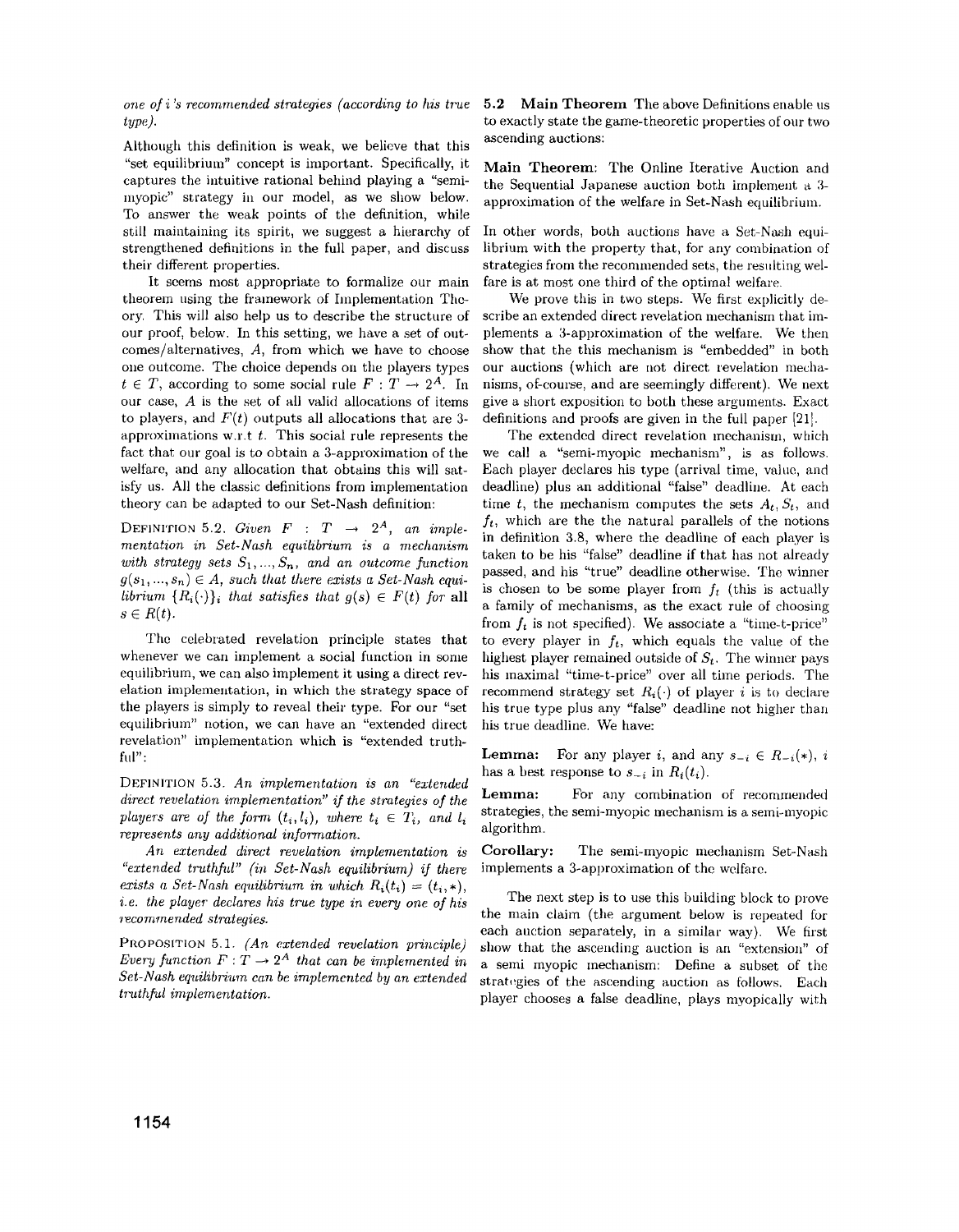*one of i's recommended strategies (according to his true type).*

Although this definition is weak, we believe that this "set equilibrium" concept is important. Specifically, it captures the intuitive rational behind playing a "semi-myopic" strategy in our model, as we show below. To answer the weak points of the definition, while still maintaining its spirit, we suggest a hierarchy of strengthened definitions in the full paper, and discuss their different properties.

It seems most appropriate to formalize our main theorem using the framework of Implementation Theory. This will also help us to describe the structure of our proof, below. In this setting, we have a set of outcomes/alternatives, $A$, from which we have to choose one outcome. The choice depends on the players types $t \in T$, according to some social rule $F : T \to 2^A$. In our case, $A$ is the set of all valid allocations of items to players, and $F(t)$ outputs all allocations that are 3-approximations w.r.t $t$. This social rule represents the fact that our goal is to obtain a 3-approximation of the welfare, and any allocation that obtains this will satisfy us. All the classic definitions from implementation theory can be adapted to our Set-Nash definition:

DEFINITION 5.2. *Given $F : T \to 2^A$, an implementation in Set-Nash equilibrium is a mechanism with strategy sets $S_1, ..., S_n$, and an outcome function $g(s_1, ..., s_n) \in A$, such that there exists a Set-Nash equilibrium $\{R_i(\cdot)\}_i$ that satisfies that $g(s) \in F(t)$ for* **all** *$s \in R(t)$.*

The celebrated revelation principle states that whenever we can implement a social function in some equilibrium, we can also implement it using a direct revelation implementation, in which the strategy space of the players is simply to reveal their type. For our "set equilibrium" notion, we can have an "extended direct revelation" implementation which is "extended truthful":

DEFINITION 5.3. *An implementation is an "extended direct revelation implementation" if the strategies of the players are of the form $(t_i, l_i)$, where $t_i \in T_i$, and $l_i$ represents any additional information.*

*An extended direct revelation implementation is "extended truthful" (in Set-Nash equilibrium) if there exists a Set-Nash equilibrium in which $R_i(t_i) = (t_i, *)$, i.e. the player declares his true type in every one of his recommended strategies.*

PROPOSITION 5.1. *(An extended revelation principle) Every function $F : T \to 2^A$ that can be implemented in Set-Nash equilibrium can be implemented by an extended truthful implementation.*

**5.2 Main Theorem** The above Definitions enable us to exactly state the game-theoretic properties of our two ascending auctions:

**Main Theorem:** The Online Iterative Auction and the Sequential Japanese auction both implement a 3-approximation of the welfare in Set-Nash equilibrium.

In other words, both auctions have a Set-Nash equilibrium with the property that, for any combination of strategies from the recommended sets, the resulting welfare is at most one third of the optimal welfare.

We prove this in two steps. We first explicitly describe an extended direct revelation mechanism that implements a 3-approximation of the welfare. We then show that the this mechanism is "embedded" in both our auctions (which are not direct revelation mechanisms, of-course, and are seemingly different). We next give a short exposition to both these arguments. Exact definitions and proofs are given in the full paper [21].

The extended direct revelation mechanism, which we call a "semi-myopic mechanism", is as follows. Each player declares his type (arrival time, value, and deadline) plus an additional "false" deadline. At each time $t$, the mechanism computes the sets $A_t, S_t$, and $f_t$, which are the the natural parallels of the notions in definition 3.8, where the deadline of each player is taken to be his "false" deadline if that has not already passed, and his "true" deadline otherwise. The winner is chosen to be some player from $f_t$ (this is actually a family of mechanisms, as the exact rule of choosing from $f_t$ is not specified). We associate a "time-t-price" to every player in $f_t$, which equals the value of the highest player remained outside of $S_t$. The winner pays his maximal "time-t-price" over all time periods. The recommend strategy set $R_i(\cdot)$ of player $i$ is to declare his true type plus any "false" deadline not higher than his true deadline. We have:

**Lemma:** For any player $i$, and any $s_{-i} \in R_{-i}(*)$, $i$ has a best response to $s_{-i}$ in $R_i(t_i)$.

**Lemma:** For any combination of recommended strategies, the semi-myopic mechanism is a semi-myopic algorithm.

**Corollary:** The semi-myopic mechanism Set-Nash implements a 3-approximation of the welfare.

The next step is to use this building block to prove the main claim (the argument below is repeated for each auction separately, in a similar way). We first show that the ascending auction is an "extension" of a semi myopic mechanism: Define a subset of the strategies of the ascending auction as follows. Each player chooses a false deadline, plays myopically with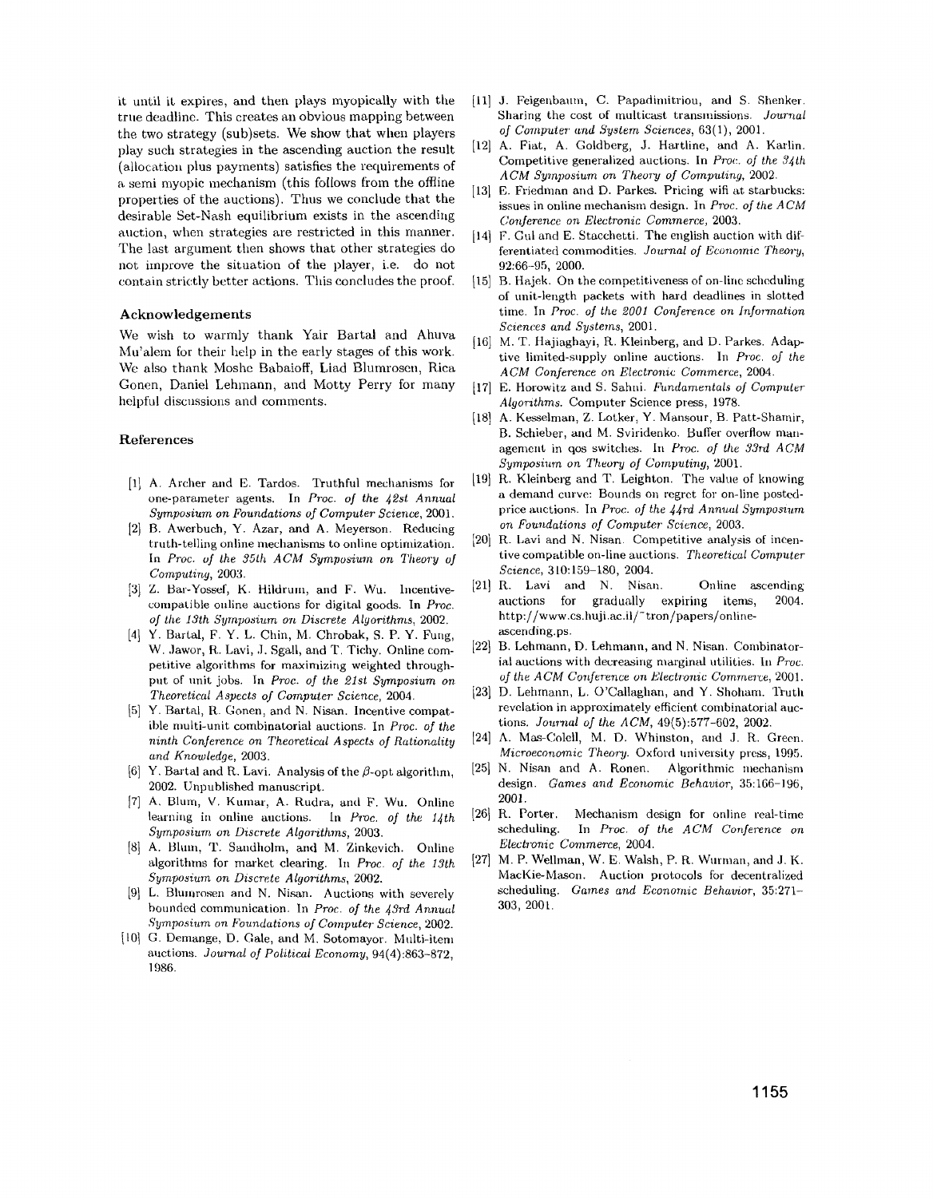it until it expires, and then plays myopically with the true deadline. This creates an obvious mapping between the two strategy (sub)sets. We show that when players play such strategies in the ascending auction the result (allocation plus payments) satisfies the requirements of a semi myopic mechanism (this follows from the offline properties of the auctions). Thus we conclude that the desirable Set-Nash equilibrium exists in the ascending auction, when strategies are restricted in this manner. The last argument then shows that other strategies do not improve the situation of the player, i.e. do not contain strictly better actions. This concludes the proof.

### Acknowledgements

We wish to warmly thank Yair Bartal and Ahuva Mu'alem for their help in the early stages of this work. We also thank Moshe Babaioff, Liad Blumrosen, Rica Gonen, Daniel Lehmann, and Motty Perry for many helpful discussions and comments.

### References

[1] A. Archer and E. Tardos. Truthful mechanisms for one-parameter agents. In *Proc. of the 42st Annual Symposium on Foundations of Computer Science*, 2001.

[2] B. Awerbuch, Y. Azar, and A. Meyerson. Reducing truth-telling online mechanisms to online optimization. In *Proc. of the 35th ACM Symposium on Theory of Computing*, 2003.

[3] Z. Bar-Yossef, K. Hildrum, and F. Wu. Incentive-compatible online auctions for digital goods. In *Proc. of the 13th Symposium on Discrete Algorithms*, 2002.

[4] Y. Bartal, F. Y. L. Chin, M. Chrobak, S. P. Y. Fung, W. Jawor, R. Lavi, J. Sgall, and T. Tichy. Online competitive algorithms for maximizing weighted throughput of unit jobs. In *Proc. of the 21st Symposium on Theoretical Aspects of Computer Science*, 2004.

[5] Y. Bartal, R. Gonen, and N. Nisan. Incentive compatible multi-unit combinatorial auctions. In *Proc. of the ninth Conference on Theoretical Aspects of Rationality and Knowledge*, 2003.

[6] Y. Bartal and R. Lavi. Analysis of the $\beta$-opt algorithm, 2002. Unpublished manuscript.

[7] A. Blum, V. Kumar, A. Rudra, and F. Wu. Online learning in online auctions. In *Proc. of the 14th Symposium on Discrete Algorithms*, 2003.

[8] A. Blum, T. Sandholm, and M. Zinkevich. Online algorithms for market clearing. In *Proc. of the 13th Symposium on Discrete Algorithms*, 2002.

[9] L. Blumrosen and N. Nisan. Auctions with severely bounded communication. In *Proc. of the 43rd Annual Symposium on Foundations of Computer Science*, 2002.

[10] G. Demange, D. Gale, and M. Sotomayor. Multi-item auctions. *Journal of Political Economy*, 94(4):863–872, 1986.

[11] J. Feigenbaum, C. Papadimitriou, and S. Shenker. Sharing the cost of multicast transmissions. *Journal of Computer and System Sciences*, 63(1), 2001.

[12] A. Fiat, A. Goldberg, J. Hartline, and A. Karlin. Competitive generalized auctions. In *Proc. of the 34th ACM Symposium on Theory of Computing*, 2002.

[13] E. Friedman and D. Parkes. Pricing wifi at starbucks: issues in online mechanism design. In *Proc. of the ACM Conference on Electronic Commerce*, 2003.

[14] F. Gul and E. Stacchetti. The english auction with differentiated commodities. *Journal of Economic Theory*, 92:66–95, 2000.

[15] B. Hajek. On the competitiveness of on-line scheduling of unit-length packets with hard deadlines in slotted time. In *Proc. of the 2001 Conference on Information Sciences and Systems*, 2001.

[16] M. T. Hajiaghayi, R. Kleinberg, and D. Parkes. Adaptive limited-supply online auctions. In *Proc. of the ACM Conference on Electronic Commerce*, 2004.

[17] E. Horowitz and S. Sahni. *Fundamentals of Computer Algorithms*. Computer Science press, 1978.

[18] A. Kesselman, Z. Lotker, Y. Mansour, B. Patt-Shamir, B. Schieber, and M. Sviridenko. Buffer overflow management in qos switches. In *Proc. of the 33rd ACM Symposium on Theory of Computing*, 2001.

[19] R. Kleinberg and T. Leighton. The value of knowing a demand curve: Bounds on regret for on-line posted-price auctions. In *Proc. of the 44rd Annual Symposium on Foundations of Computer Science*, 2003.

[20] R. Lavi and N. Nisan. Competitive analysis of incentive compatible on-line auctions. *Theoretical Computer Science*, 310:159–180, 2004.

[21] R. Lavi and N. Nisan. Online ascending auctions for gradually expiring items, 2004. http://www.cs.huji.ac.il/~tron/papers/online-ascending.ps.

[22] B. Lehmann, D. Lehmann, and N. Nisan. Combinatorial auctions with decreasing marginal utilities. In *Proc. of the ACM Conference on Electronic Commerce*, 2001.

[23] D. Lehmann, L. O'Callaghan, and Y. Shoham. Truth revelation in approximately efficient combinatorial auctions. *Journal of the ACM*, 49(5):577–602, 2002.

[24] A. Mas-Colell, M. D. Whinston, and J. R. Green. *Microeconomic Theory*. Oxford university press, 1995.

[25] N. Nisan and A. Ronen. Algorithmic mechanism design. *Games and Economic Behavior*, 35:166–196, 2001.

[26] R. Porter. Mechanism design for online real-time scheduling. In *Proc. of the ACM Conference on Electronic Commerce*, 2004.

[27] M. P. Wellman, W. E. Walsh, P. R. Wurman, and J. K. MacKie-Mason. Auction protocols for decentralized scheduling. *Games and Economic Behavior*, 35:271–303, 2001.